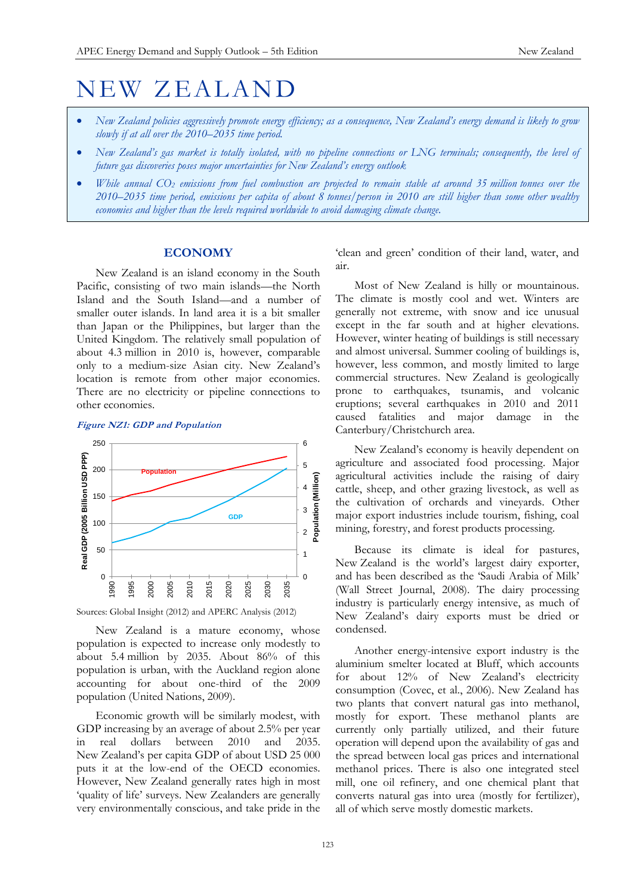# NEW ZEALAND

- *New Zealand policies aggressively promote energy efficiency; as a consequence, New Zealand's energy demand is likely to grow slowly if at all over the 2010–2035 time period.*
- *New Zealand's gas market is totally isolated, with no pipeline connections or LNG terminals; consequently, the level of future gas discoveries poses major uncertainties for New Zealand's energy outlook.*
- *While annual $CO_2$ emissions from fuel combustion are projected to remain stable at around 35 million tonnes over the 2010–2035 time period, emissions per capita of about 8 tonnes/person in 2010 are still higher than some other wealthy economies and higher than the levels required worldwide to avoid damaging climate change.*

## ECONOMY

New Zealand is an island economy in the South Pacific, consisting of two main islands—the North Island and the South Island—and a number of smaller outer islands. In land area it is a bit smaller than Japan or the Philippines, but larger than the United Kingdom. The relatively small population of about 4.3 million in 2010 is, however, comparable only to a medium-size Asian city. New Zealand's location is remote from other major economies. There are no electricity or pipeline connections to other economies.

*Figure NZ1: GDP and Population*

Sources: Global Insight (2012) and APERC Analysis (2012)

New Zealand is a mature economy, whose population is expected to increase only modestly to about 5.4 million by 2035. About 86% of this population is urban, with the Auckland region alone accounting for about one-third of the 2009 population (United Nations, 2009).

Economic growth will be similarly modest, with GDP increasing by an average of about 2.5% per year in real dollars between 2010 and 2035. New Zealand's per capita GDP of about USD 25 000 puts it at the low-end of the OECD economies. However, New Zealand generally rates high in most 'quality of life' surveys. New Zealanders are generally very environmentally conscious, and take pride in the 'clean and green' condition of their land, water, and air.

Most of New Zealand is hilly or mountainous. The climate is mostly cool and wet. Winters are generally not extreme, with snow and ice unusual except in the far south and at higher elevations. However, winter heating of buildings is still necessary and almost universal. Summer cooling of buildings is, however, less common, and mostly limited to large commercial structures. New Zealand is geologically prone to earthquakes, tsunamis, and volcanic eruptions; several earthquakes in 2010 and 2011 caused fatalities and major damage in the Canterbury/Christchurch area.

New Zealand's economy is heavily dependent on agriculture and associated food processing. Major agricultural activities include the raising of dairy cattle, sheep, and other grazing livestock, as well as the cultivation of orchards and vineyards. Other major export industries include tourism, fishing, coal mining, forestry, and forest products processing.

Because its climate is ideal for pastures, New Zealand is the world's largest dairy exporter, and has been described as the 'Saudi Arabia of Milk' (Wall Street Journal, 2008). The dairy processing industry is particularly energy intensive, as much of New Zealand's dairy exports must be dried or condensed.

Another energy-intensive export industry is the aluminium smelter located at Bluff, which accounts for about 12% of New Zealand's electricity consumption (Covec, et al., 2006). New Zealand has two plants that convert natural gas into methanol, mostly for export. These methanol plants are currently only partially utilized, and their future operation will depend upon the availability of gas and the spread between local gas prices and international methanol prices. There is also one integrated steel mill, one oil refinery, and one chemical plant that converts natural gas into urea (mostly for fertilizer), all of which serve mostly domestic markets.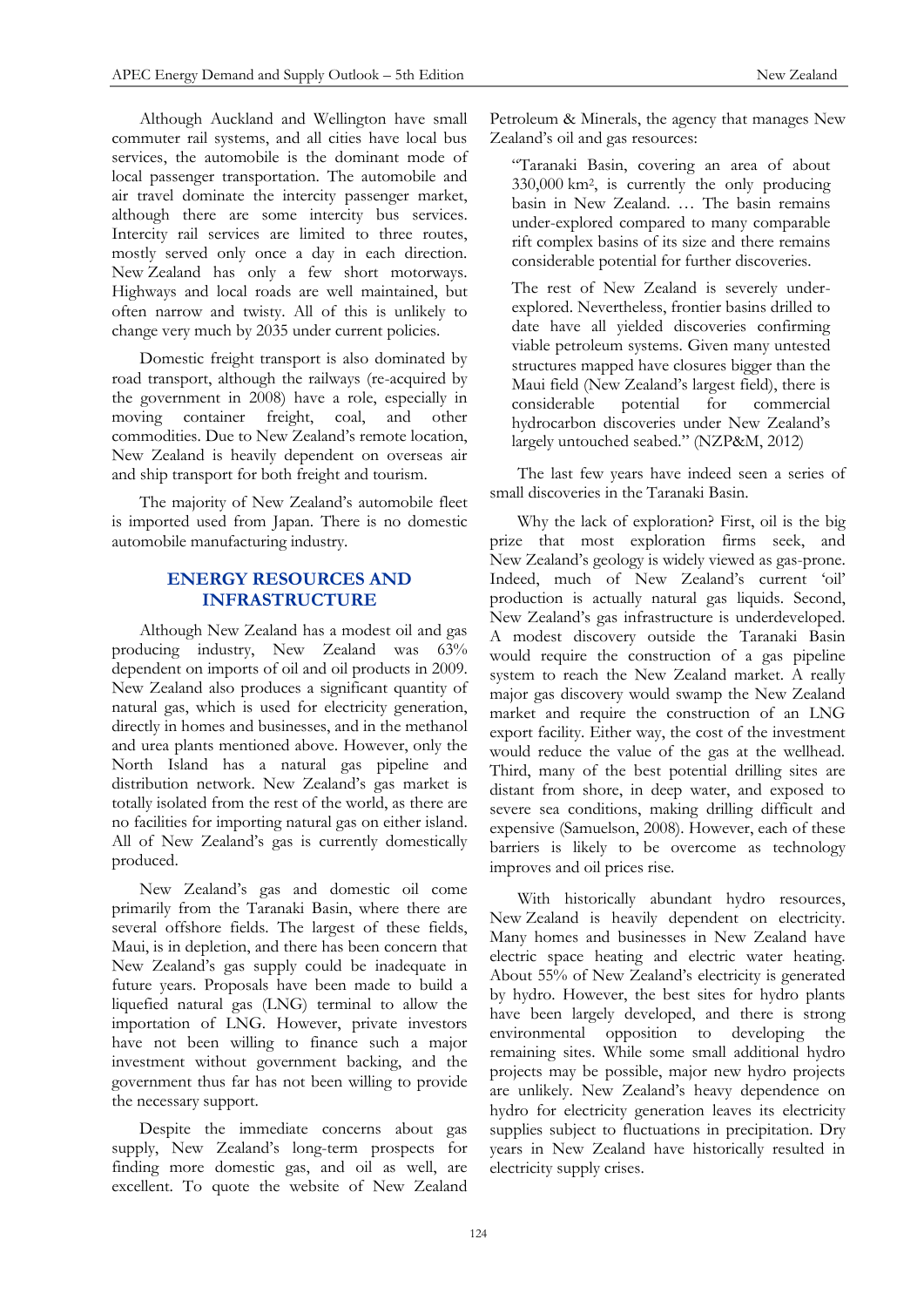Although Auckland and Wellington have small commuter rail systems, and all cities have local bus services, the automobile is the dominant mode of local passenger transportation. The automobile and air travel dominate the intercity passenger market, although there are some intercity bus services. Intercity rail services are limited to three routes, mostly served only once a day in each direction. New Zealand has only a few short motorways. Highways and local roads are well maintained, but often narrow and twisty. All of this is unlikely to change very much by 2035 under current policies.

Domestic freight transport is also dominated by road transport, although the railways (re-acquired by the government in 2008) have a role, especially in moving container freight, coal, and other commodities. Due to New Zealand's remote location, New Zealand is heavily dependent on overseas air and ship transport for both freight and tourism.

The majority of New Zealand's automobile fleet is imported used from Japan. There is no domestic automobile manufacturing industry.

## ENERGY RESOURCES AND INFRASTRUCTURE

Although New Zealand has a modest oil and gas producing industry, New Zealand was 63% dependent on imports of oil and oil products in 2009. New Zealand also produces a significant quantity of natural gas, which is used for electricity generation, directly in homes and businesses, and in the methanol and urea plants mentioned above. However, only the North Island has a natural gas pipeline and distribution network. New Zealand's gas market is totally isolated from the rest of the world, as there are no facilities for importing natural gas on either island. All of New Zealand's gas is currently domestically produced.

New Zealand's gas and domestic oil come primarily from the Taranaki Basin, where there are several offshore fields. The largest of these fields, Maui, is in depletion, and there has been concern that New Zealand's gas supply could be inadequate in future years. Proposals have been made to build a liquefied natural gas (LNG) terminal to allow the importation of LNG. However, private investors have not been willing to finance such a major investment without government backing, and the government thus far has not been willing to provide the necessary support.

Despite the immediate concerns about gas supply, New Zealand's long-term prospects for finding more domestic gas, and oil as well, are excellent. To quote the website of New Zealand Petroleum & Minerals, the agency that manages New Zealand's oil and gas resources:

> "Taranaki Basin, covering an area of about 330,000 km², is currently the only producing basin in New Zealand. … The basin remains under-explored compared to many comparable rift complex basins of its size and there remains considerable potential for further discoveries.
>
> The rest of New Zealand is severely under-explored. Nevertheless, frontier basins drilled to date have all yielded discoveries confirming viable petroleum systems. Given many untested structures mapped have closures bigger than the Maui field (New Zealand's largest field), there is considerable potential for commercial hydrocarbon discoveries under New Zealand's largely untouched seabed." (NZP&M, 2012)

The last few years have indeed seen a series of small discoveries in the Taranaki Basin.

Why the lack of exploration? First, oil is the big prize that most exploration firms seek, and New Zealand's geology is widely viewed as gas-prone. Indeed, much of New Zealand's current 'oil' production is actually natural gas liquids. Second, New Zealand's gas infrastructure is underdeveloped. A modest discovery outside the Taranaki Basin would require the construction of a gas pipeline system to reach the New Zealand market. A really major gas discovery would swamp the New Zealand market and require the construction of an LNG export facility. Either way, the cost of the investment would reduce the value of the gas at the wellhead. Third, many of the best potential drilling sites are distant from shore, in deep water, and exposed to severe sea conditions, making drilling difficult and expensive (Samuelson, 2008). However, each of these barriers is likely to be overcome as technology improves and oil prices rise.

With historically abundant hydro resources, New Zealand is heavily dependent on electricity. Many homes and businesses in New Zealand have electric space heating and electric water heating. About 55% of New Zealand's electricity is generated by hydro. However, the best sites for hydro plants have been largely developed, and there is strong environmental opposition to developing the remaining sites. While some small additional hydro projects may be possible, major new hydro projects are unlikely. New Zealand's heavy dependence on hydro for electricity generation leaves its electricity supplies subject to fluctuations in precipitation. Dry years in New Zealand have historically resulted in electricity supply crises.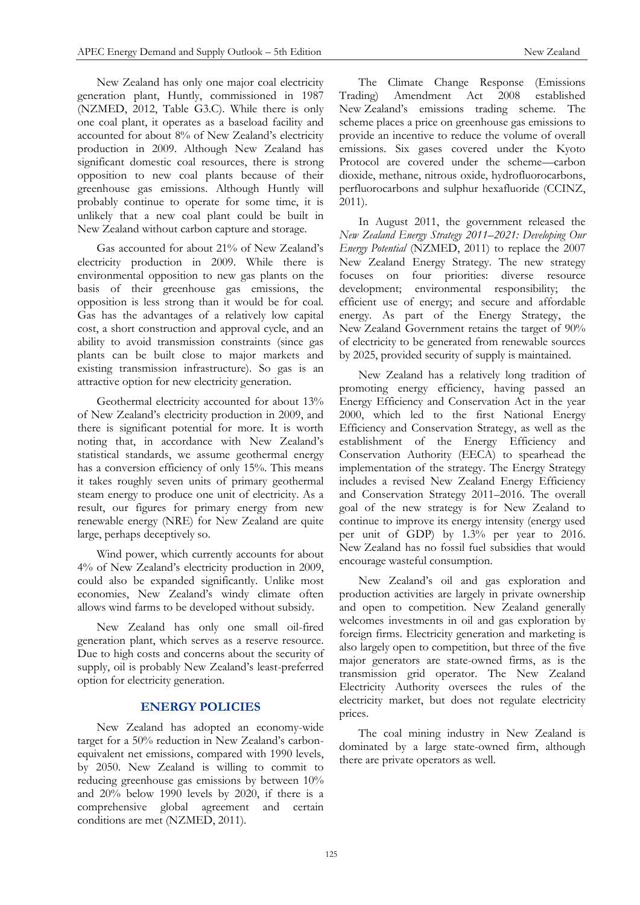New Zealand has only one major coal electricity generation plant, Huntly, commissioned in 1987 (NZMED, 2012, Table G3.C). While there is only one coal plant, it operates as a baseload facility and accounted for about 8% of New Zealand's electricity production in 2009. Although New Zealand has significant domestic coal resources, there is strong opposition to new coal plants because of their greenhouse gas emissions. Although Huntly will probably continue to operate for some time, it is unlikely that a new coal plant could be built in New Zealand without carbon capture and storage.

Gas accounted for about 21% of New Zealand's electricity production in 2009. While there is environmental opposition to new gas plants on the basis of their greenhouse gas emissions, the opposition is less strong than it would be for coal. Gas has the advantages of a relatively low capital cost, a short construction and approval cycle, and an ability to avoid transmission constraints (since gas plants can be built close to major markets and existing transmission infrastructure). So gas is an attractive option for new electricity generation.

Geothermal electricity accounted for about 13% of New Zealand's electricity production in 2009, and there is significant potential for more. It is worth noting that, in accordance with New Zealand's statistical standards, we assume geothermal energy has a conversion efficiency of only 15%. This means it takes roughly seven units of primary geothermal steam energy to produce one unit of electricity. As a result, our figures for primary energy from new renewable energy (NRE) for New Zealand are quite large, perhaps deceptively so.

Wind power, which currently accounts for about 4% of New Zealand's electricity production in 2009, could also be expanded significantly. Unlike most economies, New Zealand's windy climate often allows wind farms to be developed without subsidy.

New Zealand has only one small oil-fired generation plant, which serves as a reserve resource. Due to high costs and concerns about the security of supply, oil is probably New Zealand's least-preferred option for electricity generation.

## ENERGY POLICIES

New Zealand has adopted an economy-wide target for a 50% reduction in New Zealand's carbon-equivalent net emissions, compared with 1990 levels, by 2050. New Zealand is willing to commit to reducing greenhouse gas emissions by between 10% and 20% below 1990 levels by 2020, if there is a comprehensive global agreement and certain conditions are met (NZMED, 2011).

The Climate Change Response (Emissions Trading) Amendment Act 2008 established New Zealand's emissions trading scheme. The scheme places a price on greenhouse gas emissions to provide an incentive to reduce the volume of overall emissions. Six gases covered under the Kyoto Protocol are covered under the scheme—carbon dioxide, methane, nitrous oxide, hydrofluorocarbons, perfluorocarbons and sulphur hexafluoride (CCINZ, 2011).

In August 2011, the government released the *New Zealand Energy Strategy 2011–2021: Developing Our Energy Potential* (NZMED, 2011) to replace the 2007 New Zealand Energy Strategy. The new strategy focuses on four priorities: diverse resource development; environmental responsibility; the efficient use of energy; and secure and affordable energy. As part of the Energy Strategy, the New Zealand Government retains the target of 90% of electricity to be generated from renewable sources by 2025, provided security of supply is maintained.

New Zealand has a relatively long tradition of promoting energy efficiency, having passed an Energy Efficiency and Conservation Act in the year 2000, which led to the first National Energy Efficiency and Conservation Strategy, as well as the establishment of the Energy Efficiency and Conservation Authority (EECA) to spearhead the implementation of the strategy. The Energy Strategy includes a revised New Zealand Energy Efficiency and Conservation Strategy 2011–2016. The overall goal of the new strategy is for New Zealand to continue to improve its energy intensity (energy used per unit of GDP) by 1.3% per year to 2016. New Zealand has no fossil fuel subsidies that would encourage wasteful consumption.

New Zealand's oil and gas exploration and production activities are largely in private ownership and open to competition. New Zealand generally welcomes investments in oil and gas exploration by foreign firms. Electricity generation and marketing is also largely open to competition, but three of the five major generators are state-owned firms, as is the transmission grid operator. The New Zealand Electricity Authority oversees the rules of the electricity market, but does not regulate electricity prices.

The coal mining industry in New Zealand is dominated by a large state-owned firm, although there are private operators as well.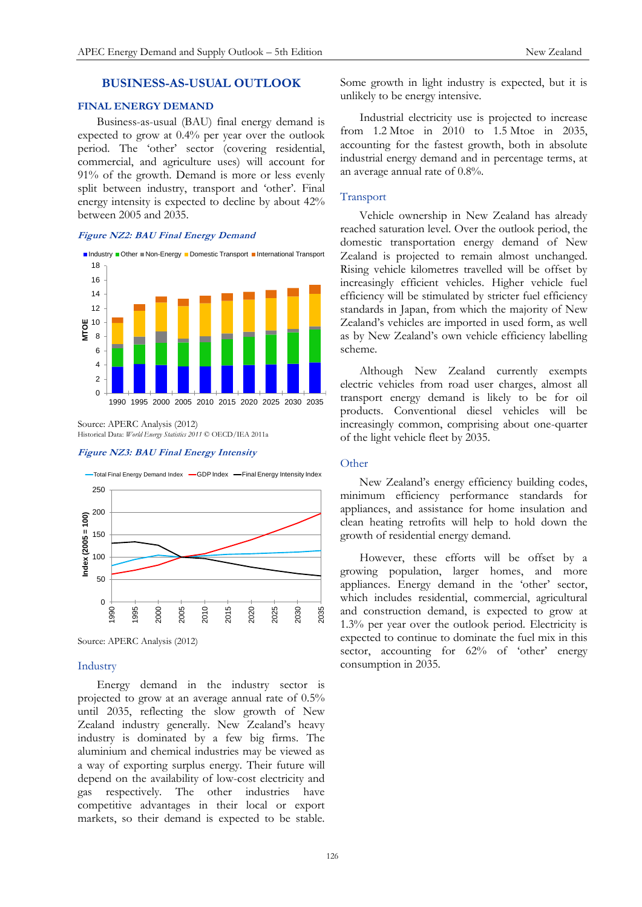## BUSINESS-AS-USUAL OUTLOOK

### FINAL ENERGY DEMAND

Business-as-usual (BAU) final energy demand is expected to grow at 0.4% per year over the outlook period. The 'other' sector (covering residential, commercial, and agriculture uses) will account for 91% of the growth. Demand is more or less evenly split between industry, transport and 'other'. Final energy intensity is expected to decline by about 42% between 2005 and 2035.

*Figure NZ2: BAU Final Energy Demand*

Source: APERC Analysis (2012)
Historical Data: *World Energy Statistics 2011* © OECD/IEA 2011a

*Figure NZ3: BAU Final Energy Intensity*

Source: APERC Analysis (2012)

### Industry

Energy demand in the industry sector is projected to grow at an average annual rate of 0.5% until 2035, reflecting the slow growth of New Zealand industry generally. New Zealand's heavy industry is dominated by a few big firms. The aluminium and chemical industries may be viewed as a way of exporting surplus energy. Their future will depend on the availability of low-cost electricity and gas respectively. The other industries have competitive advantages in their local or export markets, so their demand is expected to be stable. Some growth in light industry is expected, but it is unlikely to be energy intensive.

Industrial electricity use is projected to increase from 1.2 Mtoe in 2010 to 1.5 Mtoe in 2035, accounting for the fastest growth, both in absolute industrial energy demand and in percentage terms, at an average annual rate of 0.8%.

### Transport

Vehicle ownership in New Zealand has already reached saturation level. Over the outlook period, the domestic transportation energy demand of New Zealand is projected to remain almost unchanged. Rising vehicle kilometres travelled will be offset by increasingly efficient vehicles. Higher vehicle fuel efficiency will be stimulated by stricter fuel efficiency standards in Japan, from which the majority of New Zealand's vehicles are imported in used form, as well as by New Zealand's own vehicle efficiency labelling scheme.

Although New Zealand currently exempts electric vehicles from road user charges, almost all transport energy demand is likely to be for oil products. Conventional diesel vehicles will be increasingly common, comprising about one-quarter of the light vehicle fleet by 2035.

### Other

New Zealand's energy efficiency building codes, minimum efficiency performance standards for appliances, and assistance for home insulation and clean heating retrofits will help to hold down the growth of residential energy demand.

However, these efforts will be offset by a growing population, larger homes, and more appliances. Energy demand in the 'other' sector, which includes residential, commercial, agricultural and construction demand, is expected to grow at 1.3% per year over the outlook period. Electricity is expected to continue to dominate the fuel mix in this sector, accounting for 62% of 'other' energy consumption in 2035.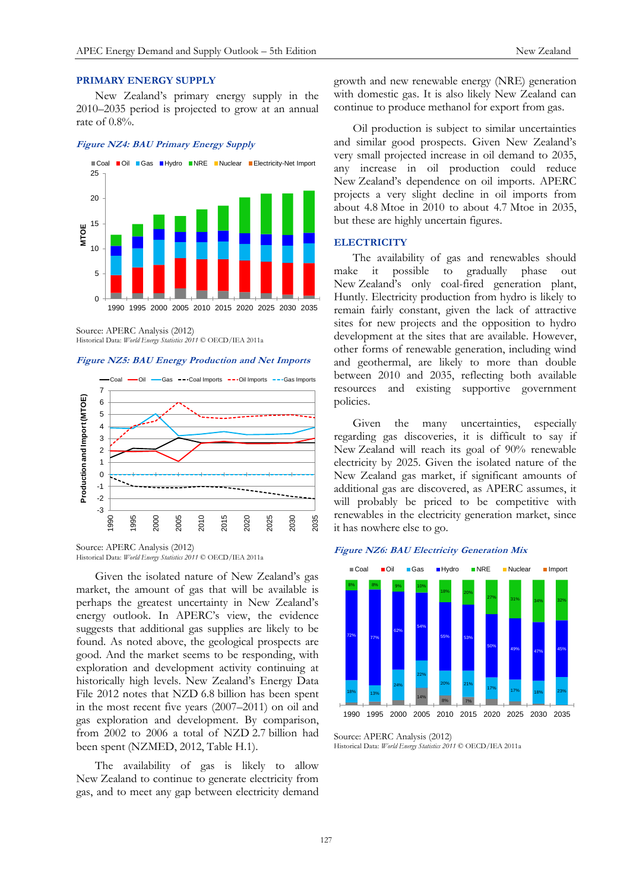## PRIMARY ENERGY SUPPLY

New Zealand's primary energy supply in the 2010–2035 period is projected to grow at an annual rate of 0.8%.

*Figure NZ4: BAU Primary Energy Supply*

Source: APERC Analysis (2012)
Historical Data: *World Energy Statistics 2011* © OECD/IEA 2011a

*Figure NZ5: BAU Energy Production and Net Imports*

Source: APERC Analysis (2012)
Historical Data: *World Energy Statistics 2011* © OECD/IEA 2011a

Given the isolated nature of New Zealand's gas market, the amount of gas that will be available is perhaps the greatest uncertainty in New Zealand's energy outlook. In APERC's view, the evidence suggests that additional gas supplies are likely to be found. As noted above, the geological prospects are good. And the market seems to be responding, with exploration and development activity continuing at historically high levels. New Zealand's Energy Data File 2012 notes that NZD 6.8 billion has been spent in the most recent five years (2007–2011) on oil and gas exploration and development. By comparison, from 2002 to 2006 a total of NZD 2.7 billion had been spent (NZMED, 2012, Table H.1).

The availability of gas is likely to allow New Zealand to continue to generate electricity from gas, and to meet any gap between electricity demand growth and new renewable energy (NRE) generation with domestic gas. It is also likely New Zealand can continue to produce methanol for export from gas.

Oil production is subject to similar uncertainties and similar good prospects. Given New Zealand's very small projected increase in oil demand to 2035, any increase in oil production could reduce New Zealand's dependence on oil imports. APERC projects a very slight decline in oil imports from about 4.8 Mtoe in 2010 to about 4.7 Mtoe in 2035, but these are highly uncertain figures.

## ELECTRICITY

The availability of gas and renewables should make it possible to gradually phase out New Zealand's only coal-fired generation plant, Huntly. Electricity production from hydro is likely to remain fairly constant, given the lack of attractive sites for new projects and the opposition to hydro development at the sites that are available. However, other forms of renewable generation, including wind and geothermal, are likely to more than double between 2010 and 2035, reflecting both available resources and existing supportive government policies.

Given the many uncertainties, especially regarding gas discoveries, it is difficult to say if New Zealand will reach its goal of 90% renewable electricity by 2025. Given the isolated nature of the New Zealand gas market, if significant amounts of additional gas are discovered, as APERC assumes, it will probably be priced to be competitive with renewables in the electricity generation market, since it has nowhere else to go.

*Figure NZ6: BAU Electricity Generation Mix*

Source: APERC Analysis (2012)
Historical Data: *World Energy Statistics 2011* © OECD/IEA 2011a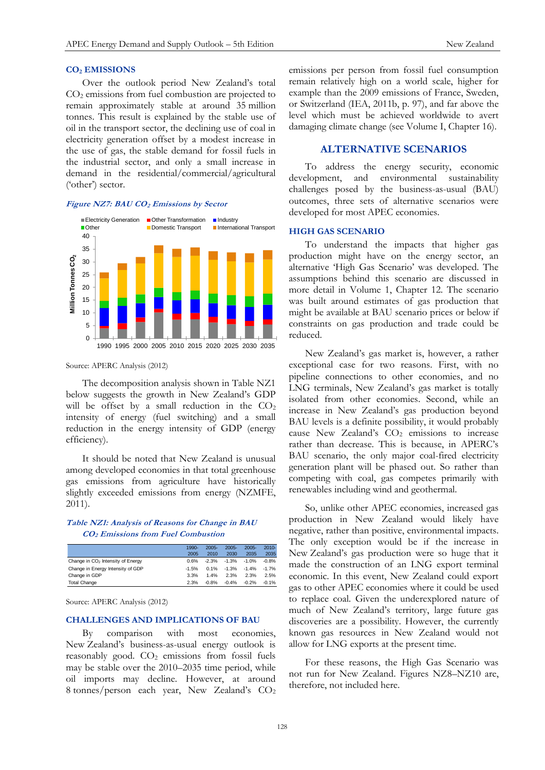## $CO_2$ EMISSIONS

Over the outlook period New Zealand's total $CO_2$ emissions from fuel combustion are projected to remain approximately stable at around 35 million tonnes. This result is explained by the stable use of oil in the transport sector, the declining use of coal in electricity generation offset by a modest increase in the use of gas, the stable demand for fossil fuels in the industrial sector, and only a small increase in demand in the residential/commercial/agricultural ('other') sector.

***Figure NZ7: BAU $CO_2$ Emissions by Sector***

Source: APERC Analysis (2012)

The decomposition analysis shown in Table NZ1 below suggests the growth in New Zealand's GDP will be offset by a small reduction in the $CO_2$ intensity of energy (fuel switching) and a small reduction in the energy intensity of GDP (energy efficiency).

It should be noted that New Zealand is unusual among developed economies in that total greenhouse gas emissions from agriculture have historically slightly exceeded emissions from energy (NZMFE, 2011).

***Table NZ1: Analysis of Reasons for Change in BAU $CO_2$ Emissions from Fuel Combustion***

| | 1990-2005 | 2005-2010 | 2005-2030 | 2005-2035 | 2010-2035 |
|---|---|---|---|---|---|
| Change in $CO_2$ Intensity of Energy | 0.6% | -2.3% | -1.3% | -1.0% | -0.8% |
| Change in Energy Intensity of GDP | -1.5% | 0.1% | -1.3% | -1.4% | -1.7% |
| Change in GDP | 3.3% | 1.4% | 2.3% | 2.3% | 2.5% |
| Total Change | 2.3% | -0.8% | -0.4% | -0.2% | -0.1% |

Source: APERC Analysis (2012)

## CHALLENGES AND IMPLICATIONS OF BAU

By comparison with most economies, New Zealand's business-as-usual energy outlook is reasonably good. $CO_2$ emissions from fossil fuels may be stable over the 2010–2035 time period, while oil imports may decline. However, at around 8 tonnes/person each year, New Zealand's $CO_2$ emissions per person from fossil fuel consumption remain relatively high on a world scale, higher for example than the 2009 emissions of France, Sweden, or Switzerland (IEA, 2011b, p. 97), and far above the level which must be achieved worldwide to avert damaging climate change (see Volume I, Chapter 16).

## ALTERNATIVE SCENARIOS

To address the energy security, economic development, and environmental sustainability challenges posed by the business-as-usual (BAU) outcomes, three sets of alternative scenarios were developed for most APEC economies.

### HIGH GAS SCENARIO

To understand the impacts that higher gas production might have on the energy sector, an alternative 'High Gas Scenario' was developed. The assumptions behind this scenario are discussed in more detail in Volume 1, Chapter 12. The scenario was built around estimates of gas production that might be available at BAU scenario prices or below if constraints on gas production and trade could be reduced.

New Zealand's gas market is, however, a rather exceptional case for two reasons. First, with no pipeline connections to other economies, and no LNG terminals, New Zealand's gas market is totally isolated from other economies. Second, while an increase in New Zealand's gas production beyond BAU levels is a definite possibility, it would probably cause New Zealand's $CO_2$ emissions to increase rather than decrease. This is because, in APERC's BAU scenario, the only major coal-fired electricity generation plant will be phased out. So rather than competing with coal, gas competes primarily with renewables including wind and geothermal.

So, unlike other APEC economies, increased gas production in New Zealand would likely have negative, rather than positive, environmental impacts. The only exception would be if the increase in New Zealand's gas production were so huge that it made the construction of an LNG export terminal economic. In this event, New Zealand could export gas to other APEC economies where it could be used to replace coal. Given the underexplored nature of much of New Zealand's territory, large future gas discoveries are a possibility. However, the currently known gas resources in New Zealand would not allow for LNG exports at the present time.

For these reasons, the High Gas Scenario was not run for New Zealand. Figures NZ8–NZ10 are, therefore, not included here.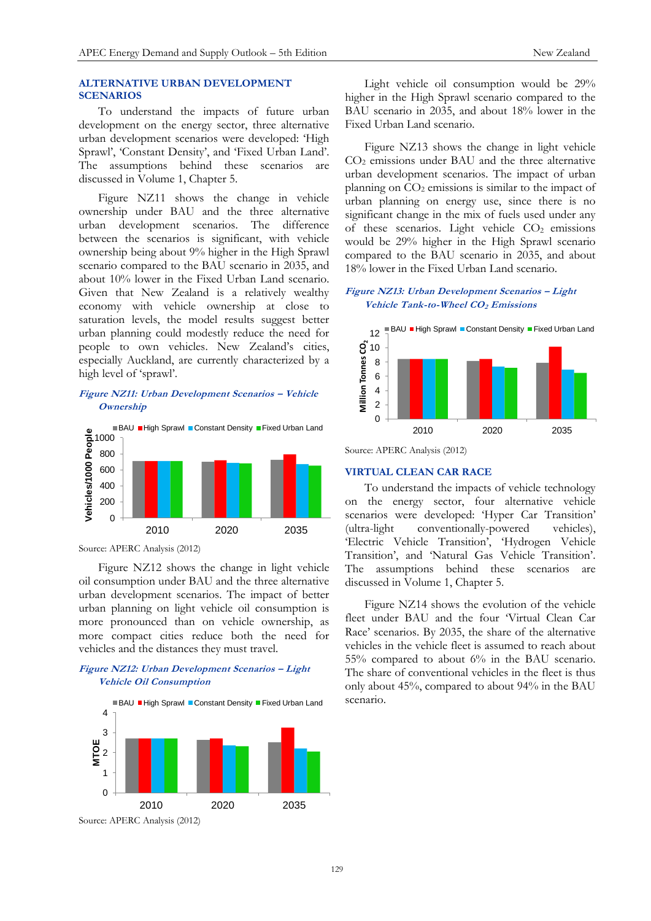## ALTERNATIVE URBAN DEVELOPMENT SCENARIOS

To understand the impacts of future urban development on the energy sector, three alternative urban development scenarios were developed: 'High Sprawl', 'Constant Density', and 'Fixed Urban Land'. The assumptions behind these scenarios are discussed in Volume 1, Chapter 5.

Figure NZ11 shows the change in vehicle ownership under BAU and the three alternative urban development scenarios. The difference between the scenarios is significant, with vehicle ownership being about 9% higher in the High Sprawl scenario compared to the BAU scenario in 2035, and about 10% lower in the Fixed Urban Land scenario. Given that New Zealand is a relatively wealthy economy with vehicle ownership at close to saturation levels, the model results suggest better urban planning could modestly reduce the need for people to own vehicles. New Zealand's cities, especially Auckland, are currently characterized by a high level of 'sprawl'.

***Figure NZ11: Urban Development Scenarios – Vehicle Ownership***

Source: APERC Analysis (2012)

Figure NZ12 shows the change in light vehicle oil consumption under BAU and the three alternative urban development scenarios. The impact of better urban planning on light vehicle oil consumption is more pronounced than on vehicle ownership, as more compact cities reduce both the need for vehicles and the distances they must travel.

***Figure NZ12: Urban Development Scenarios – Light Vehicle Oil Consumption***

Source: APERC Analysis (2012)

Light vehicle oil consumption would be 29% higher in the High Sprawl scenario compared to the BAU scenario in 2035, and about 18% lower in the Fixed Urban Land scenario.

Figure NZ13 shows the change in light vehicle $CO_2$ emissions under BAU and the three alternative urban development scenarios. The impact of urban planning on $CO_2$ emissions is similar to the impact of urban planning on energy use, since there is no significant change in the mix of fuels used under any of these scenarios. Light vehicle $CO_2$ emissions would be 29% higher in the High Sprawl scenario compared to the BAU scenario in 2035, and about 18% lower in the Fixed Urban Land scenario.

***Figure NZ13: Urban Development Scenarios – Light Vehicle Tank-to-Wheel $CO_2$ Emissions***

Source: APERC Analysis (2012)

## VIRTUAL CLEAN CAR RACE

To understand the impacts of vehicle technology on the energy sector, four alternative vehicle scenarios were developed: 'Hyper Car Transition' (ultra-light conventionally-powered vehicles), 'Electric Vehicle Transition', 'Hydrogen Vehicle Transition', and 'Natural Gas Vehicle Transition'. The assumptions behind these scenarios are discussed in Volume 1, Chapter 5.

Figure NZ14 shows the evolution of the vehicle fleet under BAU and the four 'Virtual Clean Car Race' scenarios. By 2035, the share of the alternative vehicles in the vehicle fleet is assumed to reach about 55% compared to about 6% in the BAU scenario. The share of conventional vehicles in the fleet is thus only about 45%, compared to about 94% in the BAU scenario.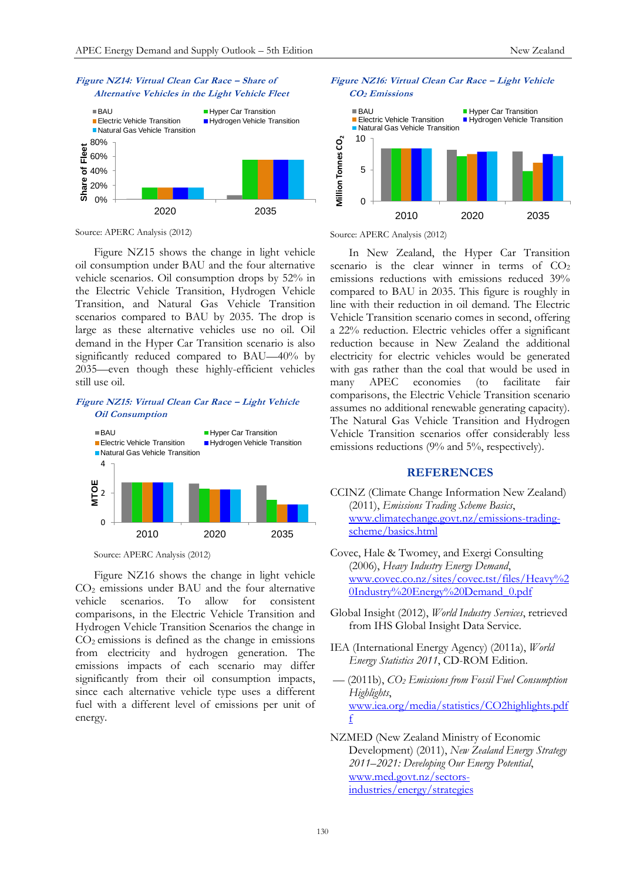**Figure NZ14: Virtual Clean Car Race – Share of Alternative Vehicles in the Light Vehicle Fleet**

Source: APERC Analysis (2012)

Figure NZ15 shows the change in light vehicle oil consumption under BAU and the four alternative vehicle scenarios. Oil consumption drops by 52% in the Electric Vehicle Transition, Hydrogen Vehicle Transition, and Natural Gas Vehicle Transition scenarios compared to BAU by 2035. The drop is large as these alternative vehicles use no oil. Oil demand in the Hyper Car Transition scenario is also significantly reduced compared to BAU—40% by 2035—even though these highly-efficient vehicles still use oil.

**Figure NZ15: Virtual Clean Car Race – Light Vehicle Oil Consumption**

Source: APERC Analysis (2012)

Figure NZ16 shows the change in light vehicle $CO_2$ emissions under BAU and the four alternative vehicle scenarios. To allow for consistent comparisons, in the Electric Vehicle Transition and Hydrogen Vehicle Transition Scenarios the change in $CO_2$ emissions is defined as the change in emissions from electricity and hydrogen generation. The emissions impacts of each scenario may differ significantly from their oil consumption impacts, since each alternative vehicle type uses a different fuel with a different level of emissions per unit of energy.

**Figure NZ16: Virtual Clean Car Race – Light Vehicle $CO_2$ Emissions**

Source: APERC Analysis (2012)

In New Zealand, the Hyper Car Transition scenario is the clear winner in terms of $CO_2$ emissions reductions with emissions reduced 39% compared to BAU in 2035. This figure is roughly in line with their reduction in oil demand. The Electric Vehicle Transition scenario comes in second, offering a 22% reduction. Electric vehicles offer a significant reduction because in New Zealand the additional electricity for electric vehicles would be generated with gas rather than the coal that would be used in many APEC economies (to facilitate fair comparisons, the Electric Vehicle Transition scenario assumes no additional renewable generating capacity). The Natural Gas Vehicle Transition and Hydrogen Vehicle Transition scenarios offer considerably less emissions reductions (9% and 5%, respectively).

## REFERENCES

CCINZ (Climate Change Information New Zealand) (2011), *Emissions Trading Scheme Basics*, www.climatechange.govt.nz/emissions-trading-scheme/basics.html

Covec, Hale & Twomey, and Exergi Consulting (2006), *Heavy Industry Energy Demand*, www.covec.co.nz/sites/covec.tst/files/Heavy%20Industry%20Energy%20Demand_0.pdf

Global Insight (2012), *World Industry Services*, retrieved from IHS Global Insight Data Service.

IEA (International Energy Agency) (2011a), *World Energy Statistics 2011*, CD-ROM Edition.

— (2011b), *$CO_2$ Emissions from Fossil Fuel Consumption Highlights*, www.iea.org/media/statistics/CO2highlights.pdf

NZMED (New Zealand Ministry of Economic Development) (2011), *New Zealand Energy Strategy 2011–2021: Developing Our Energy Potential*, www.med.govt.nz/sectors-industries/energy/strategies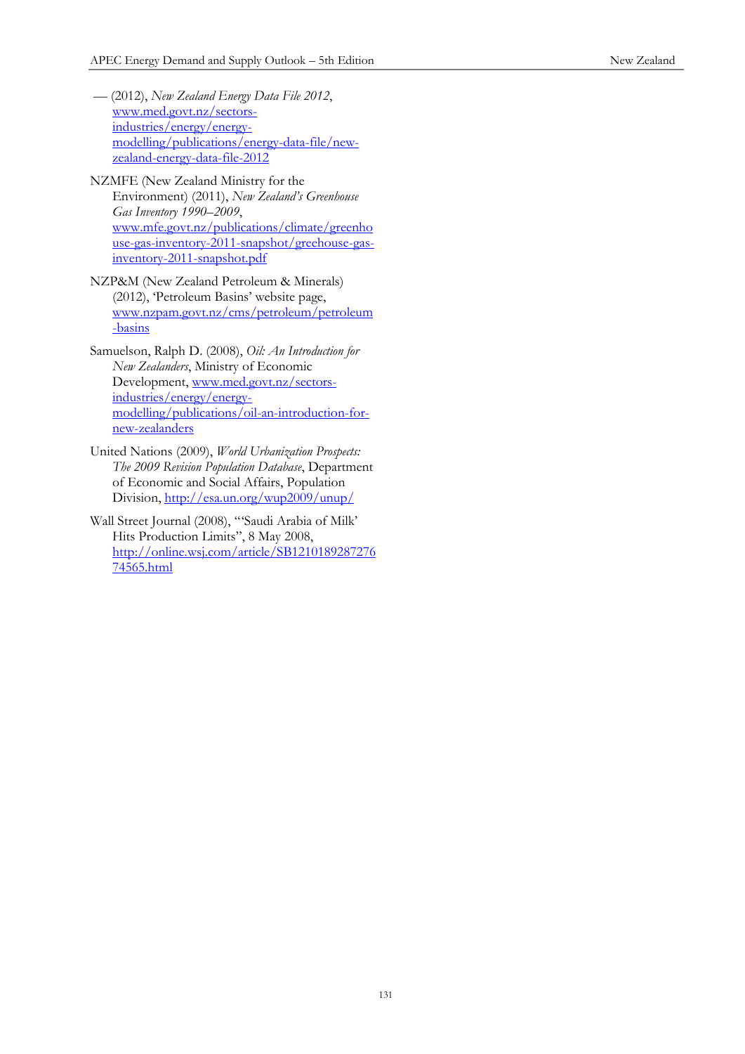— (2012), *New Zealand Energy Data File 2012*, www.med.govt.nz/sectors-industries/energy/energy-modelling/publications/energy-data-file/new-zealand-energy-data-file-2012

NZMFE (New Zealand Ministry for the Environment) (2011), *New Zealand's Greenhouse Gas Inventory 1990–2009*, www.mfe.govt.nz/publications/climate/greenhouse-gas-inventory-2011-snapshot/greehouse-gas-inventory-2011-snapshot.pdf

NZP&M (New Zealand Petroleum & Minerals) (2012), 'Petroleum Basins' website page, www.nzpam.govt.nz/cms/petroleum/petroleum-basins

Samuelson, Ralph D. (2008), *Oil: An Introduction for New Zealanders*, Ministry of Economic Development, www.med.govt.nz/sectors-industries/energy/energy-modelling/publications/oil-an-introduction-for-new-zealanders

United Nations (2009), *World Urbanization Prospects: The 2009 Revision Population Database*, Department of Economic and Social Affairs, Population Division, http://esa.un.org/wup2009/unup/

Wall Street Journal (2008), "'Saudi Arabia of Milk' Hits Production Limits", 8 May 2008, http://online.wsj.com/article/SB121018928727674565.html